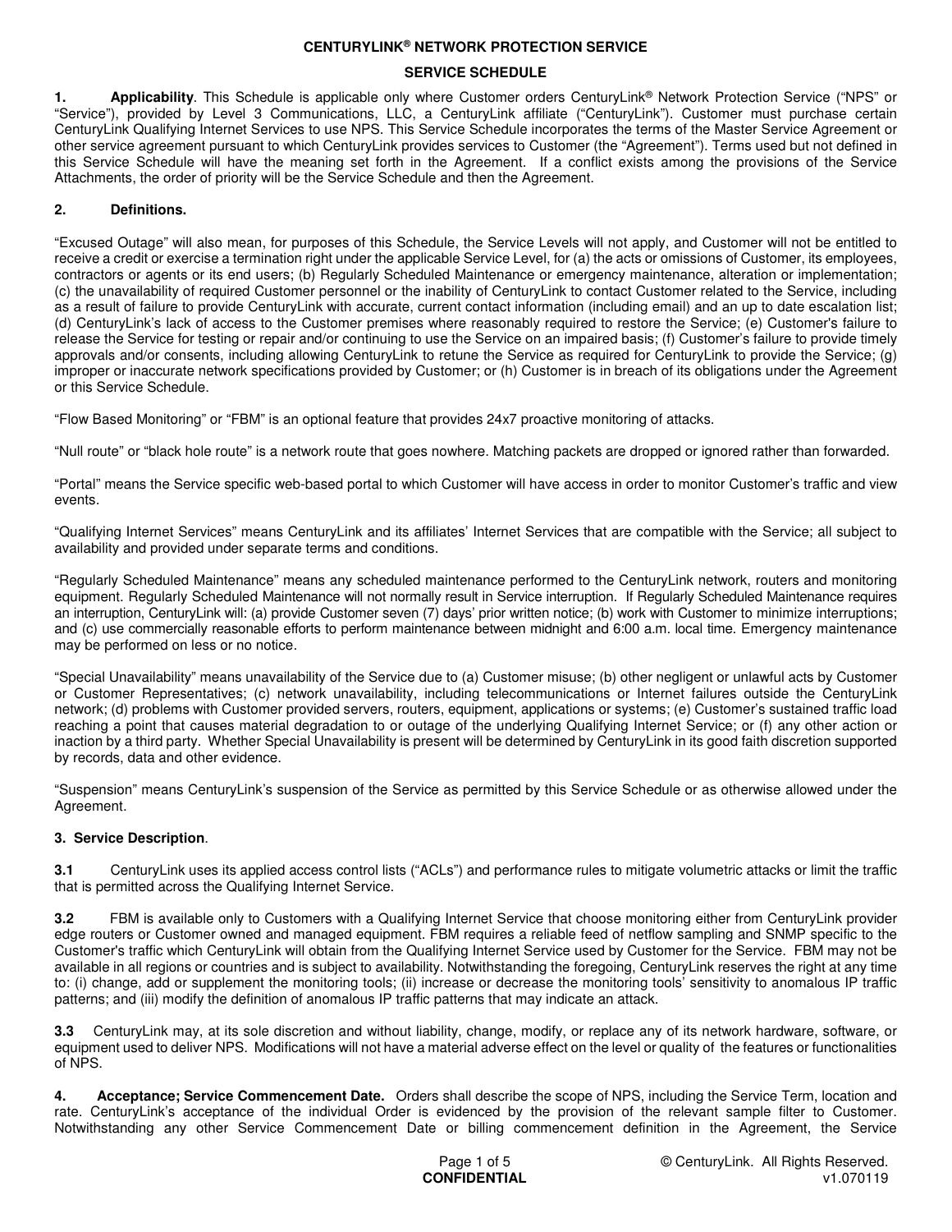# CENTURYLINK® NETWORK PROTECTION SERVICE

## SERVICE SCHEDULE

**1. Applicability**. This Schedule is applicable only where Customer orders CenturyLink® Network Protection Service ("NPS" or "Service"), provided by Level 3 Communications, LLC, a CenturyLink affiliate ("CenturyLink"). Customer must purchase certain CenturyLink Qualifying Internet Services to use NPS. This Service Schedule incorporates the terms of the Master Service Agreement or other service agreement pursuant to which CenturyLink provides services to Customer (the "Agreement"). Terms used but not defined in this Service Schedule will have the meaning set forth in the Agreement. If a conflict exists among the provisions of the Service Attachments, the order of priority will be the Service Schedule and then the Agreement.

**2. Definitions.**

"Excused Outage" will also mean, for purposes of this Schedule, the Service Levels will not apply, and Customer will not be entitled to receive a credit or exercise a termination right under the applicable Service Level, for (a) the acts or omissions of Customer, its employees, contractors or agents or its end users; (b) Regularly Scheduled Maintenance or emergency maintenance, alteration or implementation; (c) the unavailability of required Customer personnel or the inability of CenturyLink to contact Customer related to the Service, including as a result of failure to provide CenturyLink with accurate, current contact information (including email) and an up to date escalation list; (d) CenturyLink's lack of access to the Customer premises where reasonably required to restore the Service; (e) Customer's failure to release the Service for testing or repair and/or continuing to use the Service on an impaired basis; (f) Customer's failure to provide timely approvals and/or consents, including allowing CenturyLink to retune the Service as required for CenturyLink to provide the Service; (g) improper or inaccurate network specifications provided by Customer; or (h) Customer is in breach of its obligations under the Agreement or this Service Schedule.

"Flow Based Monitoring" or "FBM" is an optional feature that provides 24x7 proactive monitoring of attacks.

"Null route" or "black hole route" is a network route that goes nowhere. Matching packets are dropped or ignored rather than forwarded.

"Portal" means the Service specific web-based portal to which Customer will have access in order to monitor Customer's traffic and view events.

"Qualifying Internet Services" means CenturyLink and its affiliates' Internet Services that are compatible with the Service; all subject to availability and provided under separate terms and conditions.

"Regularly Scheduled Maintenance" means any scheduled maintenance performed to the CenturyLink network, routers and monitoring equipment. Regularly Scheduled Maintenance will not normally result in Service interruption. If Regularly Scheduled Maintenance requires an interruption, CenturyLink will: (a) provide Customer seven (7) days' prior written notice; (b) work with Customer to minimize interruptions; and (c) use commercially reasonable efforts to perform maintenance between midnight and 6:00 a.m. local time. Emergency maintenance may be performed on less or no notice.

"Special Unavailability" means unavailability of the Service due to (a) Customer misuse; (b) other negligent or unlawful acts by Customer or Customer Representatives; (c) network unavailability, including telecommunications or Internet failures outside the CenturyLink network; (d) problems with Customer provided servers, routers, equipment, applications or systems; (e) Customer's sustained traffic load reaching a point that causes material degradation to or outage of the underlying Qualifying Internet Service; or (f) any other action or inaction by a third party. Whether Special Unavailability is present will be determined by CenturyLink in its good faith discretion supported by records, data and other evidence.

"Suspension" means CenturyLink's suspension of the Service as permitted by this Service Schedule or as otherwise allowed under the Agreement.

**3. Service Description**.

**3.1** CenturyLink uses its applied access control lists ("ACLs") and performance rules to mitigate volumetric attacks or limit the traffic that is permitted across the Qualifying Internet Service.

**3.2** FBM is available only to Customers with a Qualifying Internet Service that choose monitoring either from CenturyLink provider edge routers or Customer owned and managed equipment. FBM requires a reliable feed of netflow sampling and SNMP specific to the Customer's traffic which CenturyLink will obtain from the Qualifying Internet Service used by Customer for the Service. FBM may not be available in all regions or countries and is subject to availability. Notwithstanding the foregoing, CenturyLink reserves the right at any time to: (i) change, add or supplement the monitoring tools; (ii) increase or decrease the monitoring tools' sensitivity to anomalous IP traffic patterns; and (iii) modify the definition of anomalous IP traffic patterns that may indicate an attack.

**3.3** CenturyLink may, at its sole discretion and without liability, change, modify, or replace any of its network hardware, software, or equipment used to deliver NPS. Modifications will not have a material adverse effect on the level or quality of the features or functionalities of NPS.

**4. Acceptance; Service Commencement Date.** Orders shall describe the scope of NPS, including the Service Term, location and rate. CenturyLink's acceptance of the individual Order is evidenced by the provision of the relevant sample filter to Customer. Notwithstanding any other Service Commencement Date or billing commencement definition in the Agreement, the Service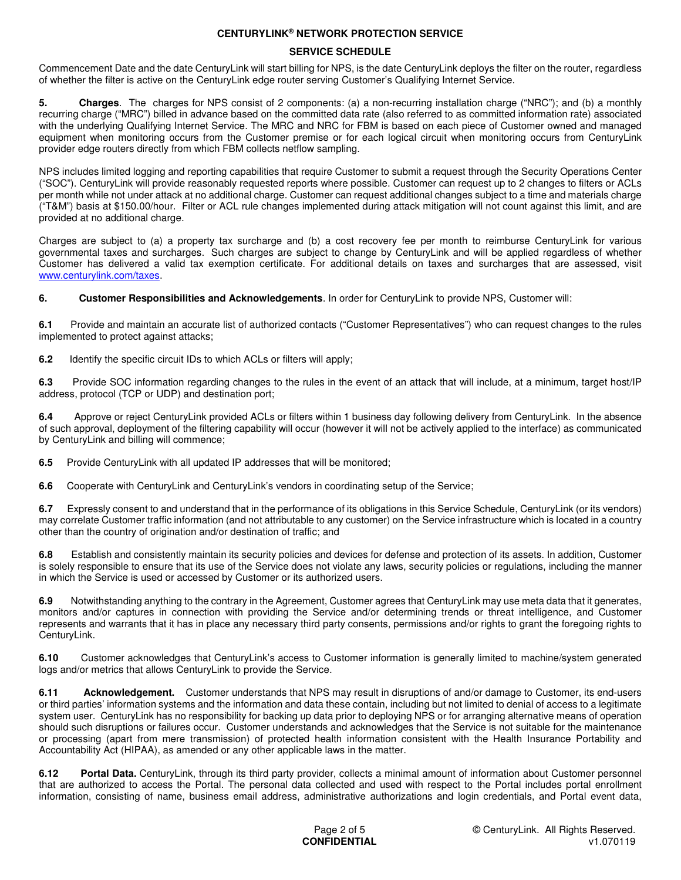Commencement Date and the date CenturyLink will start billing for NPS, is the date CenturyLink deploys the filter on the router, regardless of whether the filter is active on the CenturyLink edge router serving Customer's Qualifying Internet Service.

**5. Charges**. The charges for NPS consist of 2 components: (a) a non-recurring installation charge ("NRC"); and (b) a monthly recurring charge ("MRC") billed in advance based on the committed data rate (also referred to as committed information rate) associated with the underlying Qualifying Internet Service. The MRC and NRC for FBM is based on each piece of Customer owned and managed equipment when monitoring occurs from the Customer premise or for each logical circuit when monitoring occurs from CenturyLink provider edge routers directly from which FBM collects netflow sampling.

NPS includes limited logging and reporting capabilities that require Customer to submit a request through the Security Operations Center ("SOC"). CenturyLink will provide reasonably requested reports where possible. Customer can request up to 2 changes to filters or ACLs per month while not under attack at no additional charge. Customer can request additional changes subject to a time and materials charge ("T&M") basis at $150.00/hour. Filter or ACL rule changes implemented during attack mitigation will not count against this limit, and are provided at no additional charge.

Charges are subject to (a) a property tax surcharge and (b) a cost recovery fee per month to reimburse CenturyLink for various governmental taxes and surcharges. Such charges are subject to change by CenturyLink and will be applied regardless of whether Customer has delivered a valid tax exemption certificate. For additional details on taxes and surcharges that are assessed, visit www.centurylink.com/taxes.

**6. Customer Responsibilities and Acknowledgements**. In order for CenturyLink to provide NPS, Customer will:

**6.1** Provide and maintain an accurate list of authorized contacts ("Customer Representatives") who can request changes to the rules implemented to protect against attacks;

**6.2** Identify the specific circuit IDs to which ACLs or filters will apply;

**6.3** Provide SOC information regarding changes to the rules in the event of an attack that will include, at a minimum, target host/IP address, protocol (TCP or UDP) and destination port;

**6.4** Approve or reject CenturyLink provided ACLs or filters within 1 business day following delivery from CenturyLink. In the absence of such approval, deployment of the filtering capability will occur (however it will not be actively applied to the interface) as communicated by CenturyLink and billing will commence;

**6.5** Provide CenturyLink with all updated IP addresses that will be monitored;

**6.6** Cooperate with CenturyLink and CenturyLink's vendors in coordinating setup of the Service;

**6.7** Expressly consent to and understand that in the performance of its obligations in this Service Schedule, CenturyLink (or its vendors) may correlate Customer traffic information (and not attributable to any customer) on the Service infrastructure which is located in a country other than the country of origination and/or destination of traffic; and

**6.8** Establish and consistently maintain its security policies and devices for defense and protection of its assets. In addition, Customer is solely responsible to ensure that its use of the Service does not violate any laws, security policies or regulations, including the manner in which the Service is used or accessed by Customer or its authorized users.

**6.9** Notwithstanding anything to the contrary in the Agreement, Customer agrees that CenturyLink may use meta data that it generates, monitors and/or captures in connection with providing the Service and/or determining trends or threat intelligence, and Customer represents and warrants that it has in place any necessary third party consents, permissions and/or rights to grant the foregoing rights to CenturyLink.

**6.10** Customer acknowledges that CenturyLink's access to Customer information is generally limited to machine/system generated logs and/or metrics that allows CenturyLink to provide the Service.

**6.11 Acknowledgement.** Customer understands that NPS may result in disruptions of and/or damage to Customer, its end-users or third parties' information systems and the information and data these contain, including but not limited to denial of access to a legitimate system user. CenturyLink has no responsibility for backing up data prior to deploying NPS or for arranging alternative means of operation should such disruptions or failures occur. Customer understands and acknowledges that the Service is not suitable for the maintenance or processing (apart from mere transmission) of protected health information consistent with the Health Insurance Portability and Accountability Act (HIPAA), as amended or any other applicable laws in the matter.

**6.12 Portal Data.** CenturyLink, through its third party provider, collects a minimal amount of information about Customer personnel that are authorized to access the Portal. The personal data collected and used with respect to the Portal includes portal enrollment information, consisting of name, business email address, administrative authorizations and login credentials, and Portal event data,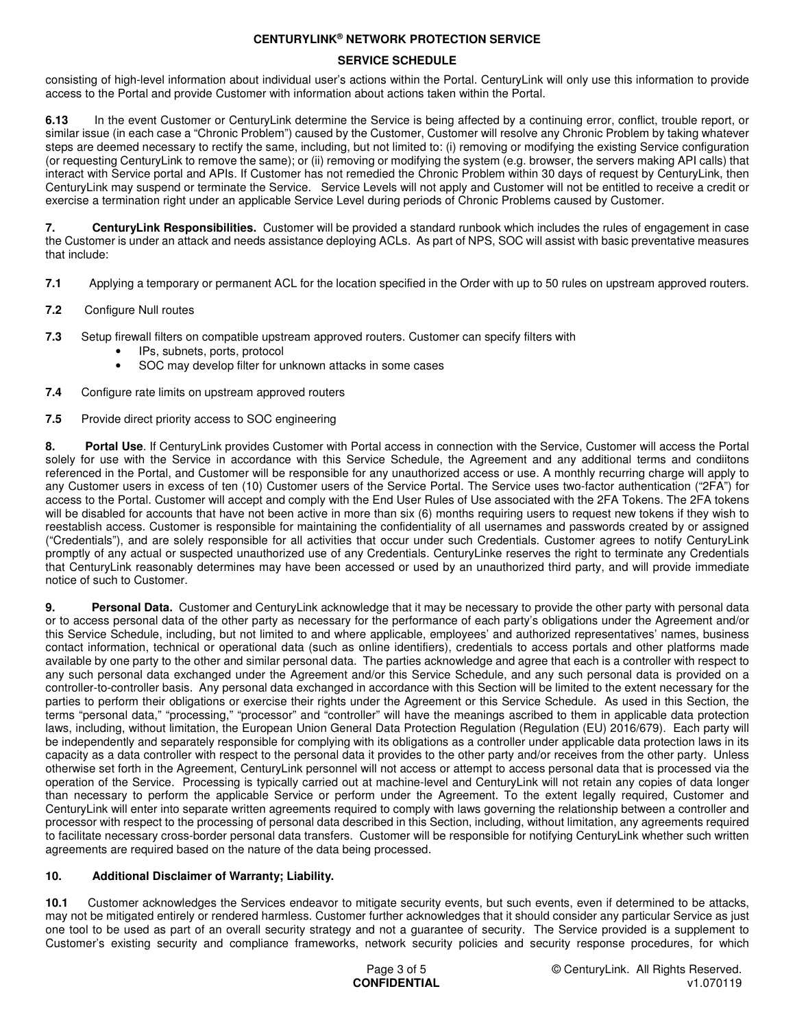consisting of high-level information about individual user's actions within the Portal. CenturyLink will only use this information to provide access to the Portal and provide Customer with information about actions taken within the Portal.

**6.13** In the event Customer or CenturyLink determine the Service is being affected by a continuing error, conflict, trouble report, or similar issue (in each case a "Chronic Problem") caused by the Customer, Customer will resolve any Chronic Problem by taking whatever steps are deemed necessary to rectify the same, including, but not limited to: (i) removing or modifying the existing Service configuration (or requesting CenturyLink to remove the same); or (ii) removing or modifying the system (e.g. browser, the servers making API calls) that interact with Service portal and APIs. If Customer has not remedied the Chronic Problem within 30 days of request by CenturyLink, then CenturyLink may suspend or terminate the Service. Service Levels will not apply and Customer will not be entitled to receive a credit or exercise a termination right under an applicable Service Level during periods of Chronic Problems caused by Customer.

**7. CenturyLink Responsibilities.** Customer will be provided a standard runbook which includes the rules of engagement in case the Customer is under an attack and needs assistance deploying ACLs. As part of NPS, SOC will assist with basic preventative measures that include:

**7.1** Applying a temporary or permanent ACL for the location specified in the Order with up to 50 rules on upstream approved routers.

**7.2** Configure Null routes

**7.3** Setup firewall filters on compatible upstream approved routers. Customer can specify filters with

- IPs, subnets, ports, protocol
- SOC may develop filter for unknown attacks in some cases

**7.4** Configure rate limits on upstream approved routers

**7.5** Provide direct priority access to SOC engineering

**8. Portal Use**. If CenturyLink provides Customer with Portal access in connection with the Service, Customer will access the Portal solely for use with the Service in accordance with this Service Schedule, the Agreement and any additional terms and condiitons referenced in the Portal, and Customer will be responsible for any unauthorized access or use. A monthly recurring charge will apply to any Customer users in excess of ten (10) Customer users of the Service Portal. The Service uses two-factor authentication ("2FA") for access to the Portal. Customer will accept and comply with the End User Rules of Use associated with the 2FA Tokens. The 2FA tokens will be disabled for accounts that have not been active in more than six (6) months requiring users to request new tokens if they wish to reestablish access. Customer is responsible for maintaining the confidentiality of all usernames and passwords created by or assigned ("Credentials"), and are solely responsible for all activities that occur under such Credentials. Customer agrees to notify CenturyLink promptly of any actual or suspected unauthorized use of any Credentials. CenturyLinke reserves the right to terminate any Credentials that CenturyLink reasonably determines may have been accessed or used by an unauthorized third party, and will provide immediate notice of such to Customer.

**9. Personal Data.** Customer and CenturyLink acknowledge that it may be necessary to provide the other party with personal data or to access personal data of the other party as necessary for the performance of each party's obligations under the Agreement and/or this Service Schedule, including, but not limited to and where applicable, employees' and authorized representatives' names, business contact information, technical or operational data (such as online identifiers), credentials to access portals and other platforms made available by one party to the other and similar personal data. The parties acknowledge and agree that each is a controller with respect to any such personal data exchanged under the Agreement and/or this Service Schedule, and any such personal data is provided on a controller-to-controller basis. Any personal data exchanged in accordance with this Section will be limited to the extent necessary for the parties to perform their obligations or exercise their rights under the Agreement or this Service Schedule. As used in this Section, the terms "personal data," "processing," "processor" and "controller" will have the meanings ascribed to them in applicable data protection laws, including, without limitation, the European Union General Data Protection Regulation (Regulation (EU) 2016/679). Each party will be independently and separately responsible for complying with its obligations as a controller under applicable data protection laws in its capacity as a data controller with respect to the personal data it provides to the other party and/or receives from the other party. Unless otherwise set forth in the Agreement, CenturyLink personnel will not access or attempt to access personal data that is processed via the operation of the Service. Processing is typically carried out at machine-level and CenturyLink will not retain any copies of data longer than necessary to perform the applicable Service or perform under the Agreement. To the extent legally required, Customer and CenturyLink will enter into separate written agreements required to comply with laws governing the relationship between a controller and processor with respect to the processing of personal data described in this Section, including, without limitation, any agreements required to facilitate necessary cross-border personal data transfers. Customer will be responsible for notifying CenturyLink whether such written agreements are required based on the nature of the data being processed.

**10. Additional Disclaimer of Warranty; Liability.**

**10.1** Customer acknowledges the Services endeavor to mitigate security events, but such events, even if determined to be attacks, may not be mitigated entirely or rendered harmless. Customer further acknowledges that it should consider any particular Service as just one tool to be used as part of an overall security strategy and not a guarantee of security. The Service provided is a supplement to Customer's existing security and compliance frameworks, network security policies and security response procedures, for which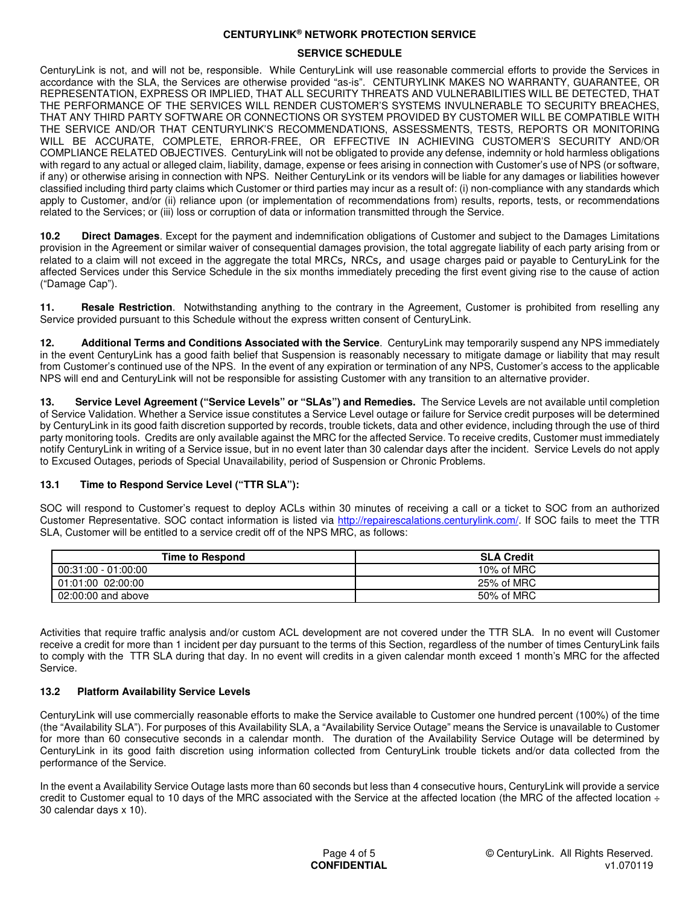CenturyLink is not, and will not be, responsible. While CenturyLink will use reasonable commercial efforts to provide the Services in accordance with the SLA, the Services are otherwise provided "as-is". CENTURYLINK MAKES NO WARRANTY, GUARANTEE, OR REPRESENTATION, EXPRESS OR IMPLIED, THAT ALL SECURITY THREATS AND VULNERABILITIES WILL BE DETECTED, THAT THE PERFORMANCE OF THE SERVICES WILL RENDER CUSTOMER'S SYSTEMS INVULNERABLE TO SECURITY BREACHES, THAT ANY THIRD PARTY SOFTWARE OR CONNECTIONS OR SYSTEM PROVIDED BY CUSTOMER WILL BE COMPATIBLE WITH THE SERVICE AND/OR THAT CENTURYLINK'S RECOMMENDATIONS, ASSESSMENTS, TESTS, REPORTS OR MONITORING WILL BE ACCURATE, COMPLETE, ERROR-FREE, OR EFFECTIVE IN ACHIEVING CUSTOMER'S SECURITY AND/OR COMPLIANCE RELATED OBJECTIVES. CenturyLink will not be obligated to provide any defense, indemnity or hold harmless obligations with regard to any actual or alleged claim, liability, damage, expense or fees arising in connection with Customer's use of NPS (or software, if any) or otherwise arising in connection with NPS. Neither CenturyLink or its vendors will be liable for any damages or liabilities however classified including third party claims which Customer or third parties may incur as a result of: (i) non-compliance with any standards which apply to Customer, and/or (ii) reliance upon (or implementation of recommendations from) results, reports, tests, or recommendations related to the Services; or (iii) loss or corruption of data or information transmitted through the Service.

**10.2 Direct Damages**. Except for the payment and indemnification obligations of Customer and subject to the Damages Limitations provision in the Agreement or similar waiver of consequential damages provision, the total aggregate liability of each party arising from or related to a claim will not exceed in the aggregate the total MRCs, NRCs, and usage charges paid or payable to CenturyLink for the affected Services under this Service Schedule in the six months immediately preceding the first event giving rise to the cause of action ("Damage Cap").

**11. Resale Restriction**. Notwithstanding anything to the contrary in the Agreement, Customer is prohibited from reselling any Service provided pursuant to this Schedule without the express written consent of CenturyLink.

**12. Additional Terms and Conditions Associated with the Service**. CenturyLink may temporarily suspend any NPS immediately in the event CenturyLink has a good faith belief that Suspension is reasonably necessary to mitigate damage or liability that may result from Customer's continued use of the NPS. In the event of any expiration or termination of any NPS, Customer's access to the applicable NPS will end and CenturyLink will not be responsible for assisting Customer with any transition to an alternative provider.

**13. Service Level Agreement ("Service Levels" or "SLAs") and Remedies.** The Service Levels are not available until completion of Service Validation. Whether a Service issue constitutes a Service Level outage or failure for Service credit purposes will be determined by CenturyLink in its good faith discretion supported by records, trouble tickets, data and other evidence, including through the use of third party monitoring tools. Credits are only available against the MRC for the affected Service. To receive credits, Customer must immediately notify CenturyLink in writing of a Service issue, but in no event later than 30 calendar days after the incident. Service Levels do not apply to Excused Outages, periods of Special Unavailability, period of Suspension or Chronic Problems.

**13.1 Time to Respond Service Level ("TTR SLA"):**

SOC will respond to Customer's request to deploy ACLs within 30 minutes of receiving a call or a ticket to SOC from an authorized Customer Representative. SOC contact information is listed via http://repairescalations.centurylink.com/. If SOC fails to meet the TTR SLA, Customer will be entitled to a service credit off of the NPS MRC, as follows:

| Time to Respond | SLA Credit |
|---|---|
| 00:31:00 - 01:00:00 | 10% of MRC |
| 01:01:00 02:00:00 | 25% of MRC |
| 02:00:00 and above | 50% of MRC |

Activities that require traffic analysis and/or custom ACL development are not covered under the TTR SLA. In no event will Customer receive a credit for more than 1 incident per day pursuant to the terms of this Section, regardless of the number of times CenturyLink fails to comply with the TTR SLA during that day. In no event will credits in a given calendar month exceed 1 month's MRC for the affected Service.

**13.2 Platform Availability Service Levels**

CenturyLink will use commercially reasonable efforts to make the Service available to Customer one hundred percent (100%) of the time (the "Availability SLA"). For purposes of this Availability SLA, a "Availability Service Outage" means the Service is unavailable to Customer for more than 60 consecutive seconds in a calendar month. The duration of the Availability Service Outage will be determined by CenturyLink in its good faith discretion using information collected from CenturyLink trouble tickets and/or data collected from the performance of the Service.

In the event a Availability Service Outage lasts more than 60 seconds but less than 4 consecutive hours, CenturyLink will provide a service credit to Customer equal to 10 days of the MRC associated with the Service at the affected location (the MRC of the affected location ÷ 30 calendar days x 10).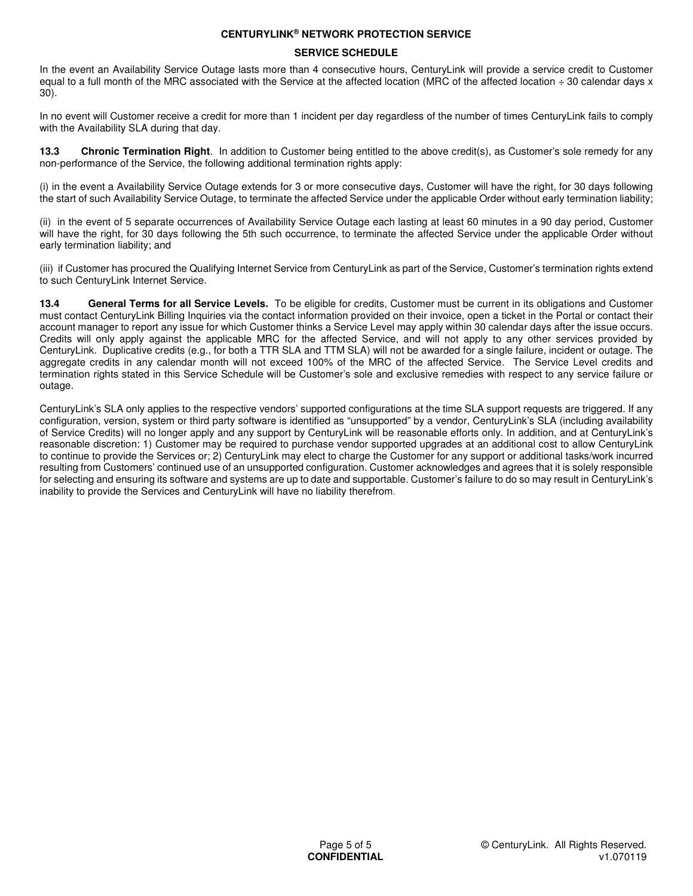In the event an Availability Service Outage lasts more than 4 consecutive hours, CenturyLink will provide a service credit to Customer equal to a full month of the MRC associated with the Service at the affected location (MRC of the affected location ÷ 30 calendar days x 30).

In no event will Customer receive a credit for more than 1 incident per day regardless of the number of times CenturyLink fails to comply with the Availability SLA during that day.

**13.3 Chronic Termination Right**. In addition to Customer being entitled to the above credit(s), as Customer's sole remedy for any non-performance of the Service, the following additional termination rights apply:

(i) in the event a Availability Service Outage extends for 3 or more consecutive days, Customer will have the right, for 30 days following the start of such Availability Service Outage, to terminate the affected Service under the applicable Order without early termination liability;

(ii) in the event of 5 separate occurrences of Availability Service Outage each lasting at least 60 minutes in a 90 day period, Customer will have the right, for 30 days following the 5th such occurrence, to terminate the affected Service under the applicable Order without early termination liability; and

(iii) if Customer has procured the Qualifying Internet Service from CenturyLink as part of the Service, Customer's termination rights extend to such CenturyLink Internet Service.

**13.4 General Terms for all Service Levels.** To be eligible for credits, Customer must be current in its obligations and Customer must contact CenturyLink Billing Inquiries via the contact information provided on their invoice, open a ticket in the Portal or contact their account manager to report any issue for which Customer thinks a Service Level may apply within 30 calendar days after the issue occurs. Credits will only apply against the applicable MRC for the affected Service, and will not apply to any other services provided by CenturyLink. Duplicative credits (e.g., for both a TTR SLA and TTM SLA) will not be awarded for a single failure, incident or outage. The aggregate credits in any calendar month will not exceed 100% of the MRC of the affected Service. The Service Level credits and termination rights stated in this Service Schedule will be Customer's sole and exclusive remedies with respect to any service failure or outage.

CenturyLink's SLA only applies to the respective vendors' supported configurations at the time SLA support requests are triggered. If any configuration, version, system or third party software is identified as "unsupported" by a vendor, CenturyLink's SLA (including availability of Service Credits) will no longer apply and any support by CenturyLink will be reasonable efforts only. In addition, and at CenturyLink's reasonable discretion: 1) Customer may be required to purchase vendor supported upgrades at an additional cost to allow CenturyLink to continue to provide the Services or; 2) CenturyLink may elect to charge the Customer for any support or additional tasks/work incurred resulting from Customers' continued use of an unsupported configuration. Customer acknowledges and agrees that it is solely responsible for selecting and ensuring its software and systems are up to date and supportable. Customer's failure to do so may result in CenturyLink's inability to provide the Services and CenturyLink will have no liability therefrom.